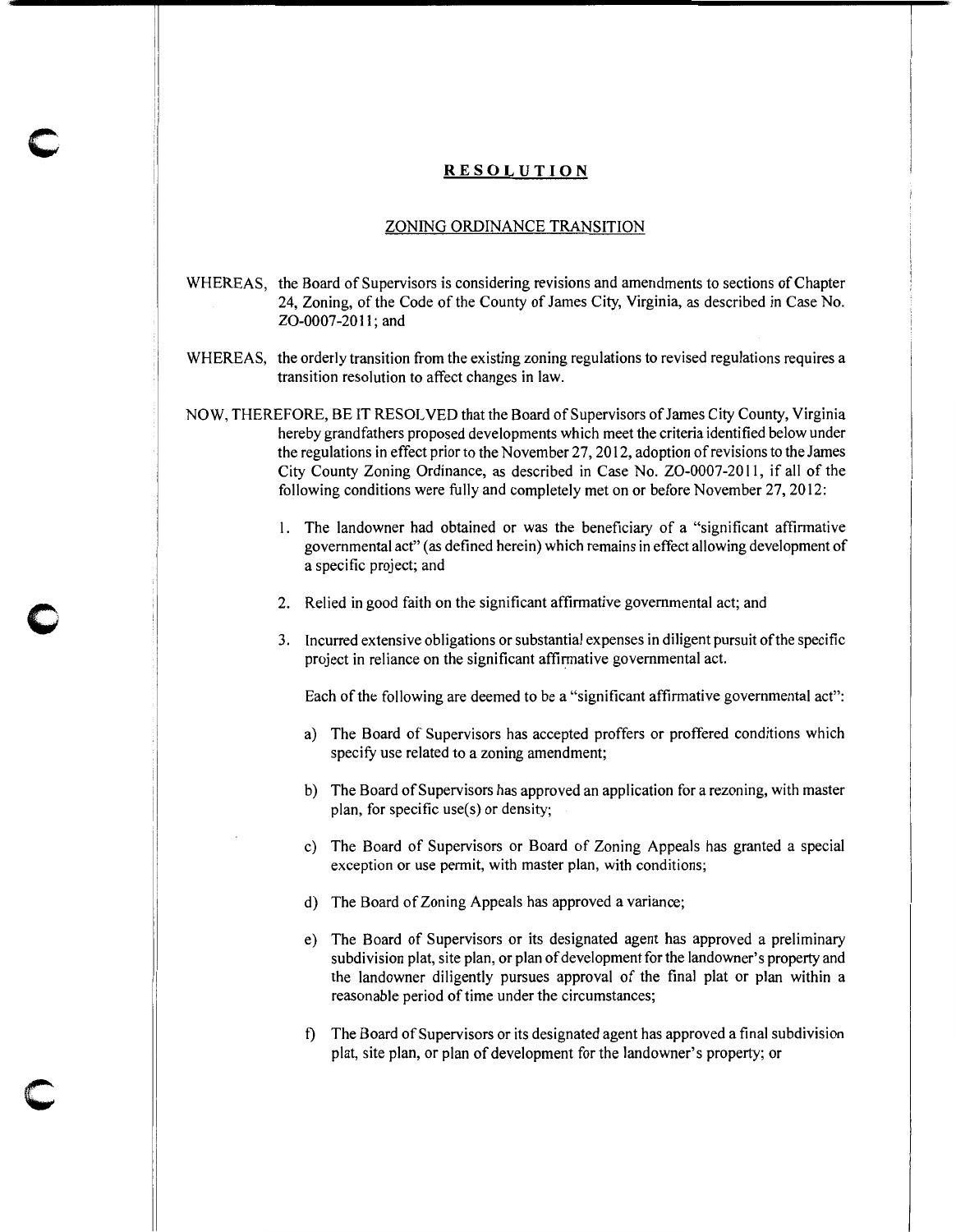# RESOLUTION

## ZONING ORDINANCE TRANSITION

WHEREAS, the Board of Supervisors is considering revisions and amendments to sections of Chapter 24, Zoning, of the Code of the County of James City, Virginia, as described in Case No. ZO-0007-2011; and

WHEREAS, the orderly transition from the existing zoning regulations to revised regulations requires a transition resolution to affect changes in law.

NOW, THEREFORE, BE IT RESOLVED that the Board of Supervisors of James City County, Virginia hereby grandfathers proposed developments which meet the criteria identified below under the regulations in effect prior to the November 27, 2012, adoption of revisions to the James City County Zoning Ordinance, as described in Case No. ZO-0007-2011, if all of the following conditions were fully and completely met on or before November 27, 2012:

1. The landowner had obtained or was the beneficiary of a "significant affirmative governmental act" (as defined herein) which remains in effect allowing development of a specific project; and

2. Relied in good faith on the significant affirmative governmental act; and

3. Incurred extensive obligations or substantial expenses in diligent pursuit of the specific project in reliance on the significant affirmative governmental act.

   Each of the following are deemed to be a "significant affirmative governmental act":

   a) The Board of Supervisors has accepted proffers or proffered conditions which specify use related to a zoning amendment;

   b) The Board of Supervisors has approved an application for a rezoning, with master plan, for specific use(s) or density;

   c) The Board of Supervisors or Board of Zoning Appeals has granted a special exception or use permit, with master plan, with conditions;

   d) The Board of Zoning Appeals has approved a variance;

   e) The Board of Supervisors or its designated agent has approved a preliminary subdivision plat, site plan, or plan of development for the landowner's property and the landowner diligently pursues approval of the final plat or plan within a reasonable period of time under the circumstances;

   f) The Board of Supervisors or its designated agent has approved a final subdivision plat, site plan, or plan of development for the landowner's property; or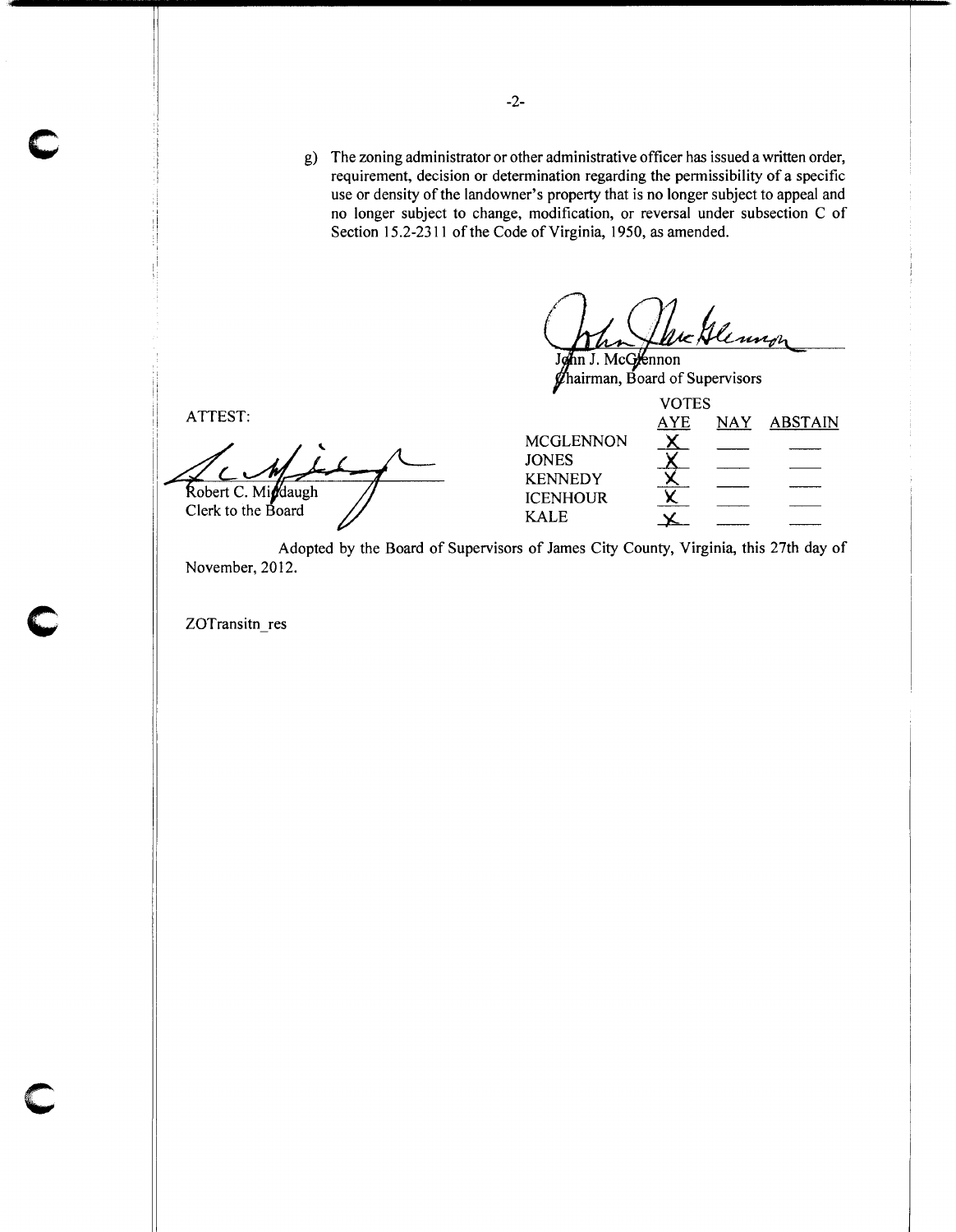g) The zoning administrator or other administrative officer has issued a written order, requirement, decision or determination regarding the permissibility of a specific use or density of the landowner's property that is no longer subject to appeal and no longer subject to change, modification, or reversal under subsection C of Section 15.2-2311 of the Code of Virginia, 1950, as amended.

John J. McGlennon
Chairman, Board of Supervisors

ATTEST:

Robert C. Middaugh
Clerk to the Board

| | VOTES | | |
|---|---|---|---|
| | AYE | NAY | ABSTAIN |
| MCGLENNON | X | | |
| JONES | X | | |
| KENNEDY | X | | |
| ICENHOUR | X | | |
| KALE | X | | |

Adopted by the Board of Supervisors of James City County, Virginia, this 27th day of November, 2012.

ZOTransitn_res